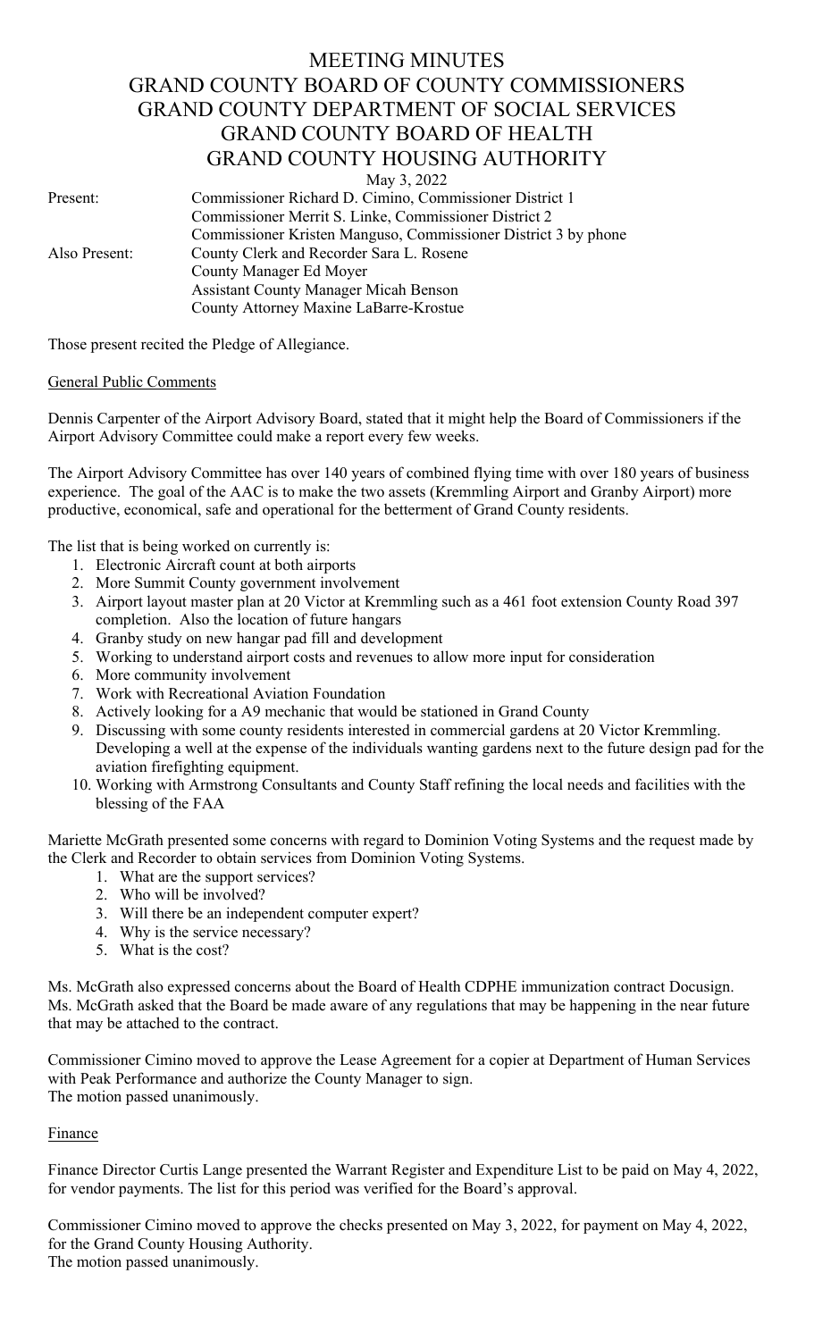# MEETING MINUTES
# GRAND COUNTY BOARD OF COUNTY COMMISSIONERS
# GRAND COUNTY DEPARTMENT OF SOCIAL SERVICES
# GRAND COUNTY BOARD OF HEALTH
# GRAND COUNTY HOUSING AUTHORITY

May 3, 2022

| | |
|---|---|
| Present: | Commissioner Richard D. Cimino, Commissioner District 1 |
| | Commissioner Merrit S. Linke, Commissioner District 2 |
| | Commissioner Kristen Manguso, Commissioner District 3 by phone |
| Also Present: | County Clerk and Recorder Sara L. Rosene |
| | County Manager Ed Moyer |
| | Assistant County Manager Micah Benson |
| | County Attorney Maxine LaBarre-Krostue |

Those present recited the Pledge of Allegiance.

## General Public Comments

Dennis Carpenter of the Airport Advisory Board, stated that it might help the Board of Commissioners if the Airport Advisory Committee could make a report every few weeks.

The Airport Advisory Committee has over 140 years of combined flying time with over 180 years of business experience. The goal of the AAC is to make the two assets (Kremmling Airport and Granby Airport) more productive, economical, safe and operational for the betterment of Grand County residents.

The list that is being worked on currently is:

1. Electronic Aircraft count at both airports
2. More Summit County government involvement
3. Airport layout master plan at 20 Victor at Kremmling such as a 461 foot extension County Road 397 completion. Also the location of future hangars
4. Granby study on new hangar pad fill and development
5. Working to understand airport costs and revenues to allow more input for consideration
6. More community involvement
7. Work with Recreational Aviation Foundation
8. Actively looking for a A9 mechanic that would be stationed in Grand County
9. Discussing with some county residents interested in commercial gardens at 20 Victor Kremmling. Developing a well at the expense of the individuals wanting gardens next to the future design pad for the aviation firefighting equipment.
10. Working with Armstrong Consultants and County Staff refining the local needs and facilities with the blessing of the FAA

Mariette McGrath presented some concerns with regard to Dominion Voting Systems and the request made by the Clerk and Recorder to obtain services from Dominion Voting Systems.

1. What are the support services?
2. Who will be involved?
3. Will there be an independent computer expert?
4. Why is the service necessary?
5. What is the cost?

Ms. McGrath also expressed concerns about the Board of Health CDPHE immunization contract Docusign. Ms. McGrath asked that the Board be made aware of any regulations that may be happening in the near future that may be attached to the contract.

Commissioner Cimino moved to approve the Lease Agreement for a copier at Department of Human Services with Peak Performance and authorize the County Manager to sign.
The motion passed unanimously.

## Finance

Finance Director Curtis Lange presented the Warrant Register and Expenditure List to be paid on May 4, 2022, for vendor payments. The list for this period was verified for the Board's approval.

Commissioner Cimino moved to approve the checks presented on May 3, 2022, for payment on May 4, 2022, for the Grand County Housing Authority.
The motion passed unanimously.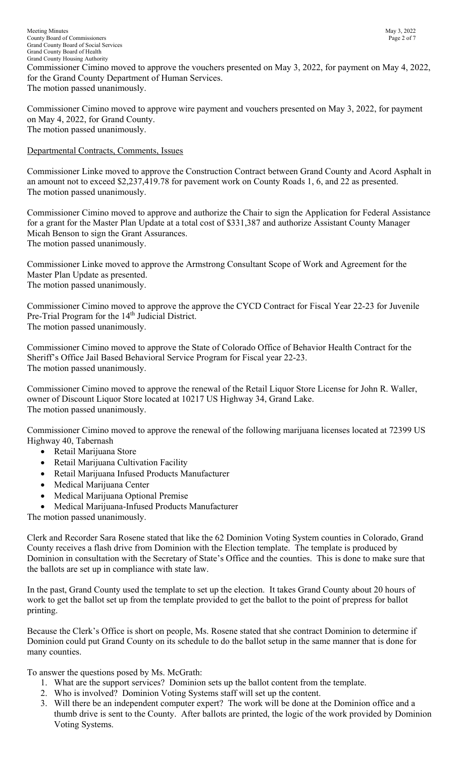Commissioner Cimino moved to approve the vouchers presented on May 3, 2022, for payment on May 4, 2022, for the Grand County Department of Human Services.
The motion passed unanimously.

Commissioner Cimino moved to approve wire payment and vouchers presented on May 3, 2022, for payment on May 4, 2022, for Grand County.
The motion passed unanimously.

Departmental Contracts, Comments, Issues

Commissioner Linke moved to approve the Construction Contract between Grand County and Acord Asphalt in an amount not to exceed $2,237,419.78 for pavement work on County Roads 1, 6, and 22 as presented.
The motion passed unanimously.

Commissioner Cimino moved to approve and authorize the Chair to sign the Application for Federal Assistance for a grant for the Master Plan Update at a total cost of $331,387 and authorize Assistant County Manager Micah Benson to sign the Grant Assurances.
The motion passed unanimously.

Commissioner Linke moved to approve the Armstrong Consultant Scope of Work and Agreement for the Master Plan Update as presented.
The motion passed unanimously.

Commissioner Cimino moved to approve the approve the CYCD Contract for Fiscal Year 22-23 for Juvenile Pre-Trial Program for the 14th Judicial District.
The motion passed unanimously.

Commissioner Cimino moved to approve the State of Colorado Office of Behavior Health Contract for the Sheriff's Office Jail Based Behavioral Service Program for Fiscal year 22-23.
The motion passed unanimously.

Commissioner Cimino moved to approve the renewal of the Retail Liquor Store License for John R. Waller, owner of Discount Liquor Store located at 10217 US Highway 34, Grand Lake.
The motion passed unanimously.

Commissioner Cimino moved to approve the renewal of the following marijuana licenses located at 72399 US Highway 40, Tabernash

- Retail Marijuana Store
- Retail Marijuana Cultivation Facility
- Retail Marijuana Infused Products Manufacturer
- Medical Marijuana Center
- Medical Marijuana Optional Premise
- Medical Marijuana-Infused Products Manufacturer

The motion passed unanimously.

Clerk and Recorder Sara Rosene stated that like the 62 Dominion Voting System counties in Colorado, Grand County receives a flash drive from Dominion with the Election template. The template is produced by Dominion in consultation with the Secretary of State's Office and the counties. This is done to make sure that the ballots are set up in compliance with state law.

In the past, Grand County used the template to set up the election. It takes Grand County about 20 hours of work to get the ballot set up from the template provided to get the ballot to the point of prepress for ballot printing.

Because the Clerk's Office is short on people, Ms. Rosene stated that she contract Dominion to determine if Dominion could put Grand County on its schedule to do the ballot setup in the same manner that is done for many counties.

To answer the questions posed by Ms. McGrath:

1. What are the support services? Dominion sets up the ballot content from the template.
2. Who is involved? Dominion Voting Systems staff will set up the content.
3. Will there be an independent computer expert? The work will be done at the Dominion office and a thumb drive is sent to the County. After ballots are printed, the logic of the work provided by Dominion Voting Systems.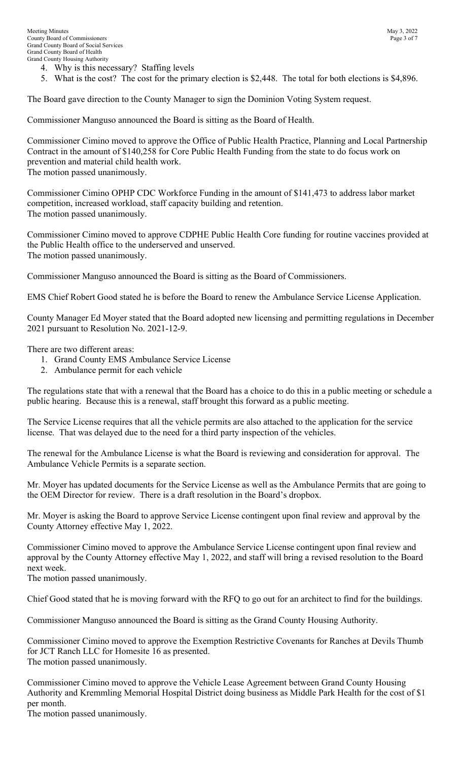4. Why is this necessary? Staffing levels
5. What is the cost? The cost for the primary election is $2,448. The total for both elections is $4,896.

The Board gave direction to the County Manager to sign the Dominion Voting System request.

Commissioner Manguso announced the Board is sitting as the Board of Health.

Commissioner Cimino moved to approve the Office of Public Health Practice, Planning and Local Partnership Contract in the amount of $140,258 for Core Public Health Funding from the state to do focus work on prevention and material child health work.
The motion passed unanimously.

Commissioner Cimino OPHP CDC Workforce Funding in the amount of $141,473 to address labor market competition, increased workload, staff capacity building and retention.
The motion passed unanimously.

Commissioner Cimino moved to approve CDPHE Public Health Core funding for routine vaccines provided at the Public Health office to the underserved and unserved.
The motion passed unanimously.

Commissioner Manguso announced the Board is sitting as the Board of Commissioners.

EMS Chief Robert Good stated he is before the Board to renew the Ambulance Service License Application.

County Manager Ed Moyer stated that the Board adopted new licensing and permitting regulations in December 2021 pursuant to Resolution No. 2021-12-9.

There are two different areas:

1. Grand County EMS Ambulance Service License
2. Ambulance permit for each vehicle

The regulations state that with a renewal that the Board has a choice to do this in a public meeting or schedule a public hearing. Because this is a renewal, staff brought this forward as a public meeting.

The Service License requires that all the vehicle permits are also attached to the application for the service license. That was delayed due to the need for a third party inspection of the vehicles.

The renewal for the Ambulance License is what the Board is reviewing and consideration for approval. The Ambulance Vehicle Permits is a separate section.

Mr. Moyer has updated documents for the Service License as well as the Ambulance Permits that are going to the OEM Director for review. There is a draft resolution in the Board's dropbox.

Mr. Moyer is asking the Board to approve Service License contingent upon final review and approval by the County Attorney effective May 1, 2022.

Commissioner Cimino moved to approve the Ambulance Service License contingent upon final review and approval by the County Attorney effective May 1, 2022, and staff will bring a revised resolution to the Board next week.
The motion passed unanimously.

Chief Good stated that he is moving forward with the RFQ to go out for an architect to find for the buildings.

Commissioner Manguso announced the Board is sitting as the Grand County Housing Authority.

Commissioner Cimino moved to approve the Exemption Restrictive Covenants for Ranches at Devils Thumb for JCT Ranch LLC for Homesite 16 as presented.
The motion passed unanimously.

Commissioner Cimino moved to approve the Vehicle Lease Agreement between Grand County Housing Authority and Kremmling Memorial Hospital District doing business as Middle Park Health for the cost of $1 per month.
The motion passed unanimously.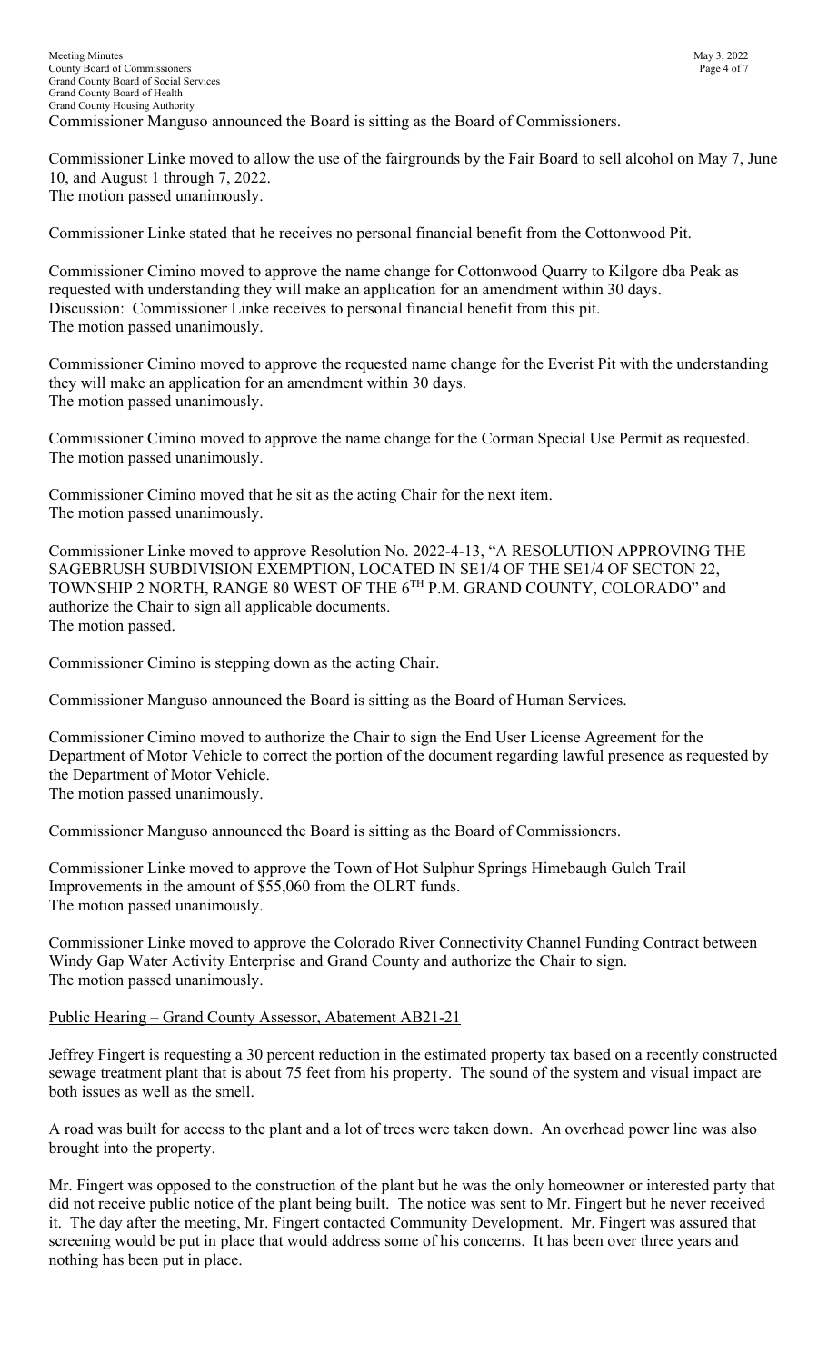Commissioner Manguso announced the Board is sitting as the Board of Commissioners.

Commissioner Linke moved to allow the use of the fairgrounds by the Fair Board to sell alcohol on May 7, June 10, and August 1 through 7, 2022.
The motion passed unanimously.

Commissioner Linke stated that he receives no personal financial benefit from the Cottonwood Pit.

Commissioner Cimino moved to approve the name change for Cottonwood Quarry to Kilgore dba Peak as requested with understanding they will make an application for an amendment within 30 days.
Discussion: Commissioner Linke receives to personal financial benefit from this pit.
The motion passed unanimously.

Commissioner Cimino moved to approve the requested name change for the Everist Pit with the understanding they will make an application for an amendment within 30 days.
The motion passed unanimously.

Commissioner Cimino moved to approve the name change for the Corman Special Use Permit as requested.
The motion passed unanimously.

Commissioner Cimino moved that he sit as the acting Chair for the next item.
The motion passed unanimously.

Commissioner Linke moved to approve Resolution No. 2022-4-13, "A RESOLUTION APPROVING THE SAGEBRUSH SUBDIVISION EXEMPTION, LOCATED IN SE1/4 OF THE SE1/4 OF SECTON 22, TOWNSHIP 2 NORTH, RANGE 80 WEST OF THE 6TH P.M. GRAND COUNTY, COLORADO" and authorize the Chair to sign all applicable documents.
The motion passed.

Commissioner Cimino is stepping down as the acting Chair.

Commissioner Manguso announced the Board is sitting as the Board of Human Services.

Commissioner Cimino moved to authorize the Chair to sign the End User License Agreement for the Department of Motor Vehicle to correct the portion of the document regarding lawful presence as requested by the Department of Motor Vehicle.
The motion passed unanimously.

Commissioner Manguso announced the Board is sitting as the Board of Commissioners.

Commissioner Linke moved to approve the Town of Hot Sulphur Springs Himebaugh Gulch Trail Improvements in the amount of $55,060 from the OLRT funds.
The motion passed unanimously.

Commissioner Linke moved to approve the Colorado River Connectivity Channel Funding Contract between Windy Gap Water Activity Enterprise and Grand County and authorize the Chair to sign.
The motion passed unanimously.

Public Hearing – Grand County Assessor, Abatement AB21-21

Jeffrey Fingert is requesting a 30 percent reduction in the estimated property tax based on a recently constructed sewage treatment plant that is about 75 feet from his property. The sound of the system and visual impact are both issues as well as the smell.

A road was built for access to the plant and a lot of trees were taken down. An overhead power line was also brought into the property.

Mr. Fingert was opposed to the construction of the plant but he was the only homeowner or interested party that did not receive public notice of the plant being built. The notice was sent to Mr. Fingert but he never received it. The day after the meeting, Mr. Fingert contacted Community Development. Mr. Fingert was assured that screening would be put in place that would address some of his concerns. It has been over three years and nothing has been put in place.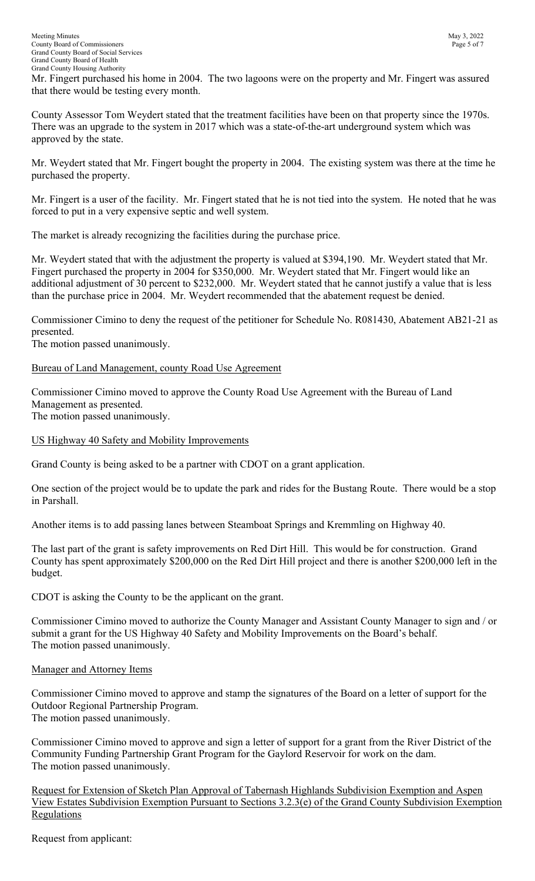Mr. Fingert purchased his home in 2004. The two lagoons were on the property and Mr. Fingert was assured that there would be testing every month.

County Assessor Tom Weydert stated that the treatment facilities have been on that property since the 1970s. There was an upgrade to the system in 2017 which was a state-of-the-art underground system which was approved by the state.

Mr. Weydert stated that Mr. Fingert bought the property in 2004. The existing system was there at the time he purchased the property.

Mr. Fingert is a user of the facility. Mr. Fingert stated that he is not tied into the system. He noted that he was forced to put in a very expensive septic and well system.

The market is already recognizing the facilities during the purchase price.

Mr. Weydert stated that with the adjustment the property is valued at $394,190. Mr. Weydert stated that Mr. Fingert purchased the property in 2004 for $350,000. Mr. Weydert stated that Mr. Fingert would like an additional adjustment of 30 percent to $232,000. Mr. Weydert stated that he cannot justify a value that is less than the purchase price in 2004. Mr. Weydert recommended that the abatement request be denied.

Commissioner Cimino to deny the request of the petitioner for Schedule No. R081430, Abatement AB21-21 as presented.
The motion passed unanimously.

## Bureau of Land Management, county Road Use Agreement

Commissioner Cimino moved to approve the County Road Use Agreement with the Bureau of Land Management as presented.
The motion passed unanimously.

## US Highway 40 Safety and Mobility Improvements

Grand County is being asked to be a partner with CDOT on a grant application.

One section of the project would be to update the park and rides for the Bustang Route. There would be a stop in Parshall.

Another items is to add passing lanes between Steamboat Springs and Kremmling on Highway 40.

The last part of the grant is safety improvements on Red Dirt Hill. This would be for construction. Grand County has spent approximately $200,000 on the Red Dirt Hill project and there is another $200,000 left in the budget.

CDOT is asking the County to be the applicant on the grant.

Commissioner Cimino moved to authorize the County Manager and Assistant County Manager to sign and / or submit a grant for the US Highway 40 Safety and Mobility Improvements on the Board's behalf.
The motion passed unanimously.

## Manager and Attorney Items

Commissioner Cimino moved to approve and stamp the signatures of the Board on a letter of support for the Outdoor Regional Partnership Program.
The motion passed unanimously.

Commissioner Cimino moved to approve and sign a letter of support for a grant from the River District of the Community Funding Partnership Grant Program for the Gaylord Reservoir for work on the dam.
The motion passed unanimously.

## Request for Extension of Sketch Plan Approval of Tabernash Highlands Subdivision Exemption and Aspen View Estates Subdivision Exemption Pursuant to Sections 3.2.3(e) of the Grand County Subdivision Exemption Regulations

Request from applicant: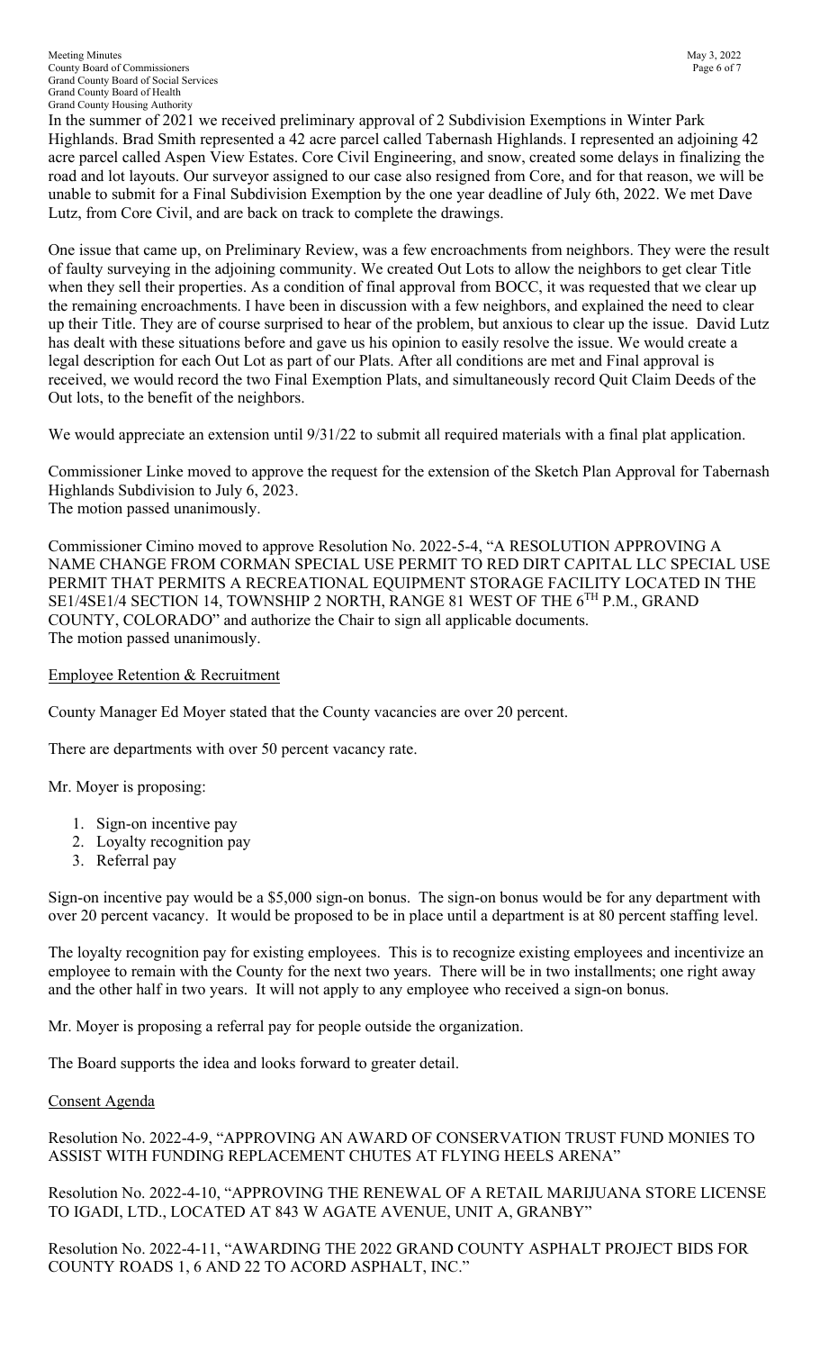In the summer of 2021 we received preliminary approval of 2 Subdivision Exemptions in Winter Park Highlands. Brad Smith represented a 42 acre parcel called Tabernash Highlands. I represented an adjoining 42 acre parcel called Aspen View Estates. Core Civil Engineering, and snow, created some delays in finalizing the road and lot layouts. Our surveyor assigned to our case also resigned from Core, and for that reason, we will be unable to submit for a Final Subdivision Exemption by the one year deadline of July 6th, 2022. We met Dave Lutz, from Core Civil, and are back on track to complete the drawings.

One issue that came up, on Preliminary Review, was a few encroachments from neighbors. They were the result of faulty surveying in the adjoining community. We created Out Lots to allow the neighbors to get clear Title when they sell their properties. As a condition of final approval from BOCC, it was requested that we clear up the remaining encroachments. I have been in discussion with a few neighbors, and explained the need to clear up their Title. They are of course surprised to hear of the problem, but anxious to clear up the issue. David Lutz has dealt with these situations before and gave us his opinion to easily resolve the issue. We would create a legal description for each Out Lot as part of our Plats. After all conditions are met and Final approval is received, we would record the two Final Exemption Plats, and simultaneously record Quit Claim Deeds of the Out lots, to the benefit of the neighbors.

We would appreciate an extension until 9/31/22 to submit all required materials with a final plat application.

Commissioner Linke moved to approve the request for the extension of the Sketch Plan Approval for Tabernash Highlands Subdivision to July 6, 2023.
The motion passed unanimously.

Commissioner Cimino moved to approve Resolution No. 2022-5-4, "A RESOLUTION APPROVING A NAME CHANGE FROM CORMAN SPECIAL USE PERMIT TO RED DIRT CAPITAL LLC SPECIAL USE PERMIT THAT PERMITS A RECREATIONAL EQUIPMENT STORAGE FACILITY LOCATED IN THE SE1/4SE1/4 SECTION 14, TOWNSHIP 2 NORTH, RANGE 81 WEST OF THE 6TH P.M., GRAND COUNTY, COLORADO" and authorize the Chair to sign all applicable documents.
The motion passed unanimously.

Employee Retention & Recruitment

County Manager Ed Moyer stated that the County vacancies are over 20 percent.

There are departments with over 50 percent vacancy rate.

Mr. Moyer is proposing:

1. Sign-on incentive pay
2. Loyalty recognition pay
3. Referral pay

Sign-on incentive pay would be a $5,000 sign-on bonus. The sign-on bonus would be for any department with over 20 percent vacancy. It would be proposed to be in place until a department is at 80 percent staffing level.

The loyalty recognition pay for existing employees. This is to recognize existing employees and incentivize an employee to remain with the County for the next two years. There will be in two installments; one right away and the other half in two years. It will not apply to any employee who received a sign-on bonus.

Mr. Moyer is proposing a referral pay for people outside the organization.

The Board supports the idea and looks forward to greater detail.

Consent Agenda

Resolution No. 2022-4-9, "APPROVING AN AWARD OF CONSERVATION TRUST FUND MONIES TO ASSIST WITH FUNDING REPLACEMENT CHUTES AT FLYING HEELS ARENA"

Resolution No. 2022-4-10, "APPROVING THE RENEWAL OF A RETAIL MARIJUANA STORE LICENSE TO IGADI, LTD., LOCATED AT 843 W AGATE AVENUE, UNIT A, GRANBY"

Resolution No. 2022-4-11, "AWARDING THE 2022 GRAND COUNTY ASPHALT PROJECT BIDS FOR COUNTY ROADS 1, 6 AND 22 TO ACORD ASPHALT, INC."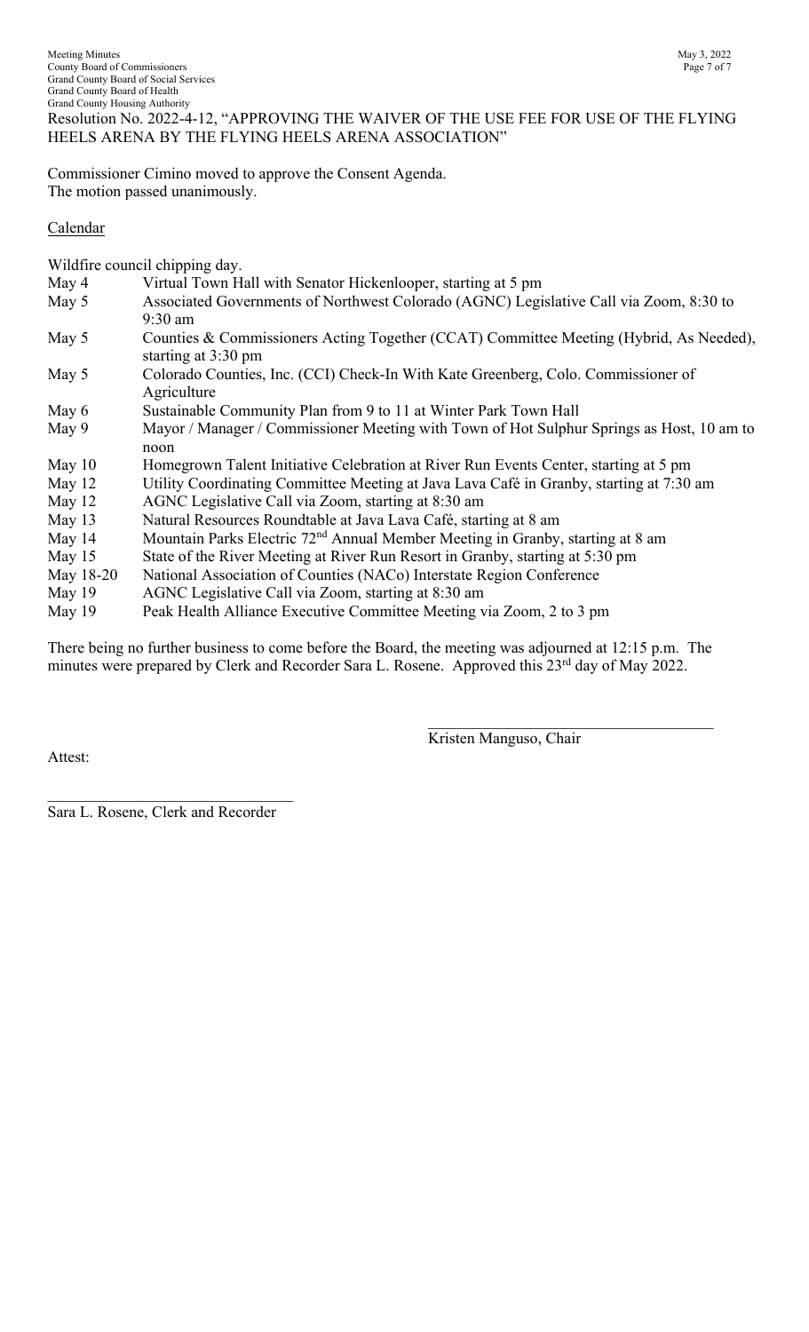Resolution No. 2022-4-12, "APPROVING THE WAIVER OF THE USE FEE FOR USE OF THE FLYING HEELS ARENA BY THE FLYING HEELS ARENA ASSOCIATION"

Commissioner Cimino moved to approve the Consent Agenda.
The motion passed unanimously.

Calendar

Wildfire council chipping day.

| | |
|---|---|
| May 4 | Virtual Town Hall with Senator Hickenlooper, starting at 5 pm |
| May 5 | Associated Governments of Northwest Colorado (AGNC) Legislative Call via Zoom, 8:30 to 9:30 am |
| May 5 | Counties & Commissioners Acting Together (CCAT) Committee Meeting (Hybrid, As Needed), starting at 3:30 pm |
| May 5 | Colorado Counties, Inc. (CCI) Check-In With Kate Greenberg, Colo. Commissioner of Agriculture |
| May 6 | Sustainable Community Plan from 9 to 11 at Winter Park Town Hall |
| May 9 | Mayor / Manager / Commissioner Meeting with Town of Hot Sulphur Springs as Host, 10 am to noon |
| May 10 | Homegrown Talent Initiative Celebration at River Run Events Center, starting at 5 pm |
| May 12 | Utility Coordinating Committee Meeting at Java Lava Café in Granby, starting at 7:30 am |
| May 12 | AGNC Legislative Call via Zoom, starting at 8:30 am |
| May 13 | Natural Resources Roundtable at Java Lava Café, starting at 8 am |
| May 14 | Mountain Parks Electric 72nd Annual Member Meeting in Granby, starting at 8 am |
| May 15 | State of the River Meeting at River Run Resort in Granby, starting at 5:30 pm |
| May 18-20 | National Association of Counties (NACo) Interstate Region Conference |
| May 19 | AGNC Legislative Call via Zoom, starting at 8:30 am |
| May 19 | Peak Health Alliance Executive Committee Meeting via Zoom, 2 to 3 pm |

There being no further business to come before the Board, the meeting was adjourned at 12:15 p.m. The minutes were prepared by Clerk and Recorder Sara L. Rosene. Approved this 23rd day of May 2022.

\_\_\_\_\_\_\_\_\_\_\_\_\_\_\_\_\_\_\_\_\_\_\_\_\_\_\_\_\_\_\_\_\_\_\_\_
Kristen Manguso, Chair

Attest:

\_\_\_\_\_\_\_\_\_\_\_\_\_\_\_\_\_\_\_\_\_\_\_\_\_\_\_\_\_\_\_\_\_\_\_\_
Sara L. Rosene, Clerk and Recorder